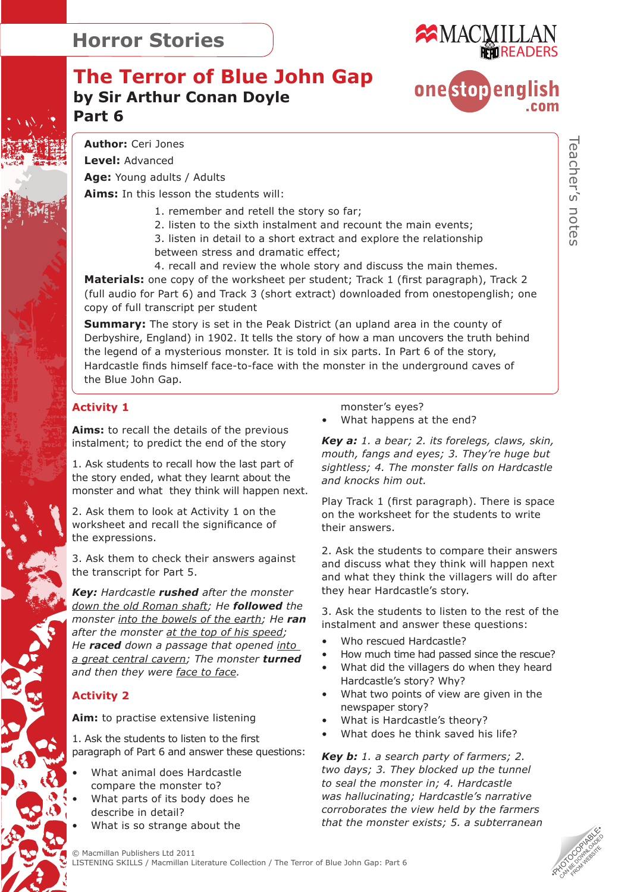# Horror Stories

## The Terror of Blue John Gap

### by Sir Arthur Conan Doyle

### Part 6

**Author:** Ceri Jones

**Level:** Advanced

**Age:** Young adults / Adults

**Aims:** In this lesson the students will:

1. remember and retell the story so far;
2. listen to the sixth instalment and recount the main events;
3. listen in detail to a short extract and explore the relationship between stress and dramatic effect;
4. recall and review the whole story and discuss the main themes.

**Materials:** one copy of the worksheet per student; Track 1 (first paragraph), Track 2 (full audio for Part 6) and Track 3 (short extract) downloaded from onestopenglish; one copy of full transcript per student

**Summary:** The story is set in the Peak District (an upland area in the county of Derbyshire, England) in 1902. It tells the story of how a man uncovers the truth behind the legend of a mysterious monster. It is told in six parts. In Part 6 of the story, Hardcastle finds himself face-to-face with the monster in the underground caves of the Blue John Gap.

## Activity 1

**Aims:** to recall the details of the previous instalment; to predict the end of the story

1. Ask students to recall how the last part of the story ended, what they learnt about the monster and what they think will happen next.

2. Ask them to look at Activity 1 on the worksheet and recall the significance of the expressions.

3. Ask them to check their answers against the transcript for Part 5.

***Key:*** *Hardcastle* ***rushed*** *after the monster* <u>*down the old Roman shaft*</u>*; He* ***followed*** *the monster* <u>*into the bowels of the earth*</u>*; He* ***ran*** *after the monster* <u>*at the top of his speed*</u>*; He* ***raced*** *down a passage that opened* <u>*into a great central cavern*</u>*; The monster* ***turned*** *and then they were* <u>*face to face*</u>*.*

## Activity 2

**Aim:** to practise extensive listening

1. Ask the students to listen to the first paragraph of Part 6 and answer these questions:

- What animal does Hardcastle compare the monster to?
- What parts of its body does he describe in detail?
- What is so strange about the monster's eyes?
- What happens at the end?

***Key a:*** *1. a bear; 2. its forelegs, claws, skin, mouth, fangs and eyes; 3. They're huge but sightless; 4. The monster falls on Hardcastle and knocks him out.*

Play Track 1 (first paragraph). There is space on the worksheet for the students to write their answers.

2. Ask the students to compare their answers and discuss what they think will happen next and what they think the villagers will do after they hear Hardcastle's story.

3. Ask the students to listen to the rest of the instalment and answer these questions:

- Who rescued Hardcastle?
- How much time had passed since the rescue?
- What did the villagers do when they heard Hardcastle's story? Why?
- What two points of view are given in the newspaper story?
- What is Hardcastle's theory?
- What does he think saved his life?

***Key b:*** *1. a search party of farmers; 2. two days; 3. They blocked up the tunnel to seal the monster in; 4. Hardcastle was hallucinating; Hardcastle's narrative corroborates the view held by the farmers that the monster exists; 5. a subterranean*

© Macmillan Publishers Ltd 2011
LISTENING SKILLS / Macmillan Literature Collection / The Terror of Blue John Gap: Part 6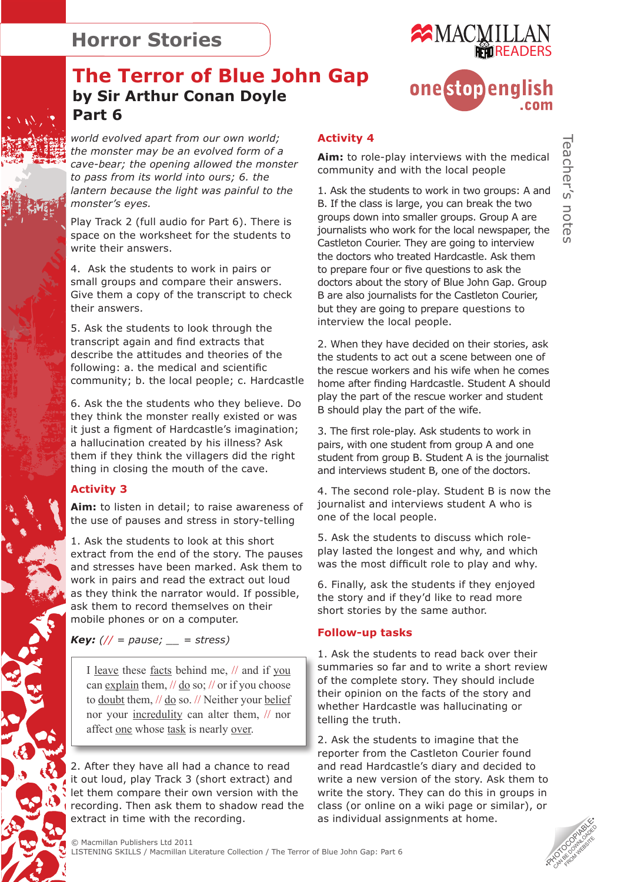# Horror Stories

## The Terror of Blue John Gap

### by Sir Arthur Conan Doyle

### Part 6

*world evolved apart from our own world; the monster may be an evolved form of a cave-bear; the opening allowed the monster to pass from its world into ours; 6. the lantern because the light was painful to the monster's eyes.*

Play Track 2 (full audio for Part 6). There is space on the worksheet for the students to write their answers.

4. Ask the students to work in pairs or small groups and compare their answers. Give them a copy of the transcript to check their answers.

5. Ask the students to look through the transcript again and find extracts that describe the attitudes and theories of the following: a. the medical and scientific community; b. the local people; c. Hardcastle

6. Ask the the students who they believe. Do they think the monster really existed or was it just a figment of Hardcastle's imagination; a hallucination created by his illness? Ask them if they think the villagers did the right thing in closing the mouth of the cave.

## Activity 3

**Aim:** to listen in detail; to raise awareness of the use of pauses and stress in story-telling

1. Ask the students to look at this short extract from the end of the story. The pauses and stresses have been marked. Ask them to work in pairs and read the extract out loud as they think the narrator would. If possible, ask them to record themselves on their mobile phones or on a computer.

***Key:*** *(// = pause; __ = stress)*

> I leave these facts behind me, // and if you can explain them, // do so; // or if you choose to doubt them, // do so. // Neither your belief nor your incredulity can alter them, // nor affect one whose task is nearly over.

2. After they have all had a chance to read it out loud, play Track 3 (short extract) and let them compare their own version with the recording. Then ask them to shadow read the extract in time with the recording.

## Activity 4

**Aim:** to role-play interviews with the medical community and with the local people

1. Ask the students to work in two groups: A and B. If the class is large, you can break the two groups down into smaller groups. Group A are journalists who work for the local newspaper, the Castleton Courier. They are going to interview the doctors who treated Hardcastle. Ask them to prepare four or five questions to ask the doctors about the story of Blue John Gap. Group B are also journalists for the Castleton Courier, but they are going to prepare questions to interview the local people.

2. When they have decided on their stories, ask the students to act out a scene between one of the rescue workers and his wife when he comes home after finding Hardcastle. Student A should play the part of the rescue worker and student B should play the part of the wife.

3. The first role-play. Ask students to work in pairs, with one student from group A and one student from group B. Student A is the journalist and interviews student B, one of the doctors.

4. The second role-play. Student B is now the journalist and interviews student A who is one of the local people.

5. Ask the students to discuss which role-play lasted the longest and why, and which was the most difficult role to play and why.

6. Finally, ask the students if they enjoyed the story and if they'd like to read more short stories by the same author.

## Follow-up tasks

1. Ask the students to read back over their summaries so far and to write a short review of the complete story. They should include their opinion on the facts of the story and whether Hardcastle was hallucinating or telling the truth.

2. Ask the students to imagine that the reporter from the Castleton Courier found and read Hardcastle's diary and decided to write a new version of the story. Ask them to write the story. They can do this in groups in class (or online on a wiki page or similar), or as individual assignments at home.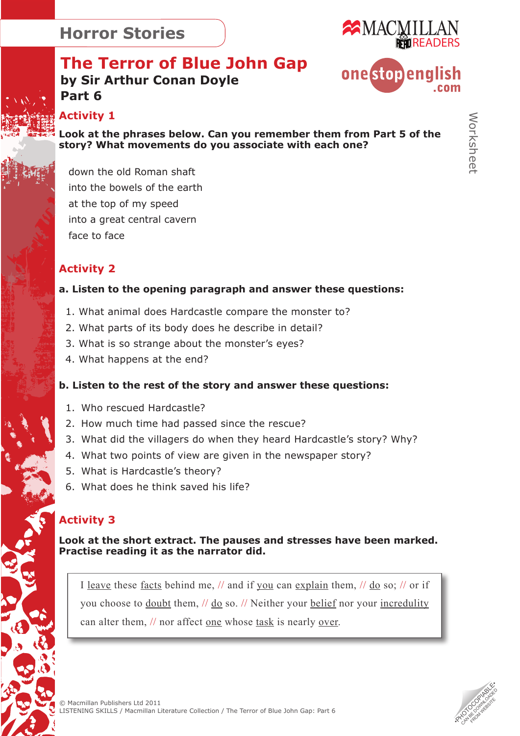# Horror Stories

## The Terror of Blue John Gap

**by Sir Arthur Conan Doyle**
**Part 6**

Worksheet

### Activity 1

**Look at the phrases below. Can you remember them from Part 5 of the story? What movements do you associate with each one?**

down the old Roman shaft
into the bowels of the earth
at the top of my speed
into a great central cavern
face to face

### Activity 2

**a. Listen to the opening paragraph and answer these questions:**

1. What animal does Hardcastle compare the monster to?
2. What parts of its body does he describe in detail?
3. What is so strange about the monster's eyes?
4. What happens at the end?

**b. Listen to the rest of the story and answer these questions:**

1. Who rescued Hardcastle?
2. How much time had passed since the rescue?
3. What did the villagers do when they heard Hardcastle's story? Why?
4. What two points of view are given in the newspaper story?
5. What is Hardcastle's theory?
6. What does he think saved his life?

### Activity 3

**Look at the short extract. The pauses and stresses have been marked. Practise reading it as the narrator did.**

> I <u>leave</u> these <u>facts</u> behind me, // and if <u>you</u> can <u>explain</u> them, // <u>do</u> so; // or if you choose to <u>doubt</u> them, // <u>do</u> so. // Neither your <u>belief</u> nor your <u>incredulity</u> can alter them, // nor affect <u>one</u> whose <u>task</u> is nearly <u>over</u>.

© Macmillan Publishers Ltd 2011
LISTENING SKILLS / Macmillan Literature Collection / The Terror of Blue John Gap: Part 6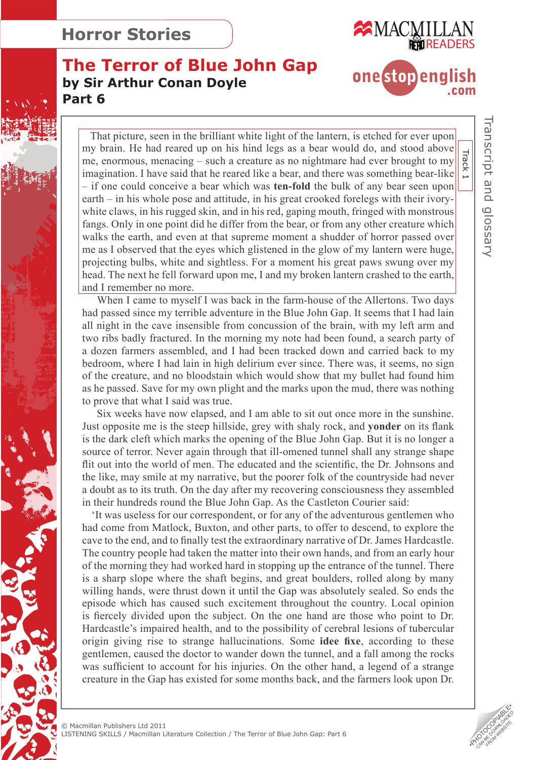# Horror Stories

## The Terror of Blue John Gap

### by Sir Arthur Conan Doyle

### Part 6

Transcript and glossary

Track 1

That picture, seen in the brilliant white light of the lantern, is etched for ever upon my brain. He had reared up on his hind legs as a bear would do, and stood above me, enormous, menacing – such a creature as no nightmare had ever brought to my imagination. I have said that he reared like a bear, and there was something bear-like – if one could conceive a bear which was **ten-fold** the bulk of any bear seen upon earth – in his whole pose and attitude, in his great crooked forelegs with their ivory-white claws, in his rugged skin, and in his red, gaping mouth, fringed with monstrous fangs. Only in one point did he differ from the bear, or from any other creature which walks the earth, and even at that supreme moment a shudder of horror passed over me as I observed that the eyes which glistened in the glow of my lantern were huge, projecting bulbs, white and sightless. For a moment his great paws swung over my head. The next he fell forward upon me, I and my broken lantern crashed to the earth, and I remember no more.

When I came to myself I was back in the farm-house of the Allertons. Two days had passed since my terrible adventure in the Blue John Gap. It seems that I had lain all night in the cave insensible from concussion of the brain, with my left arm and two ribs badly fractured. In the morning my note had been found, a search party of a dozen farmers assembled, and I had been tracked down and carried back to my bedroom, where I had lain in high delirium ever since. There was, it seems, no sign of the creature, and no bloodstain which would show that my bullet had found him as he passed. Save for my own plight and the marks upon the mud, there was nothing to prove that what I said was true.

Six weeks have now elapsed, and I am able to sit out once more in the sunshine. Just opposite me is the steep hillside, grey with shaly rock, and **yonder** on its flank is the dark cleft which marks the opening of the Blue John Gap. But it is no longer a source of terror. Never again through that ill-omened tunnel shall any strange shape flit out into the world of men. The educated and the scientific, the Dr. Johnsons and the like, may smile at my narrative, but the poorer folk of the countryside had never a doubt as to its truth. On the day after my recovering consciousness they assembled in their hundreds round the Blue John Gap. As the Castleton Courier said:

'It was useless for our correspondent, or for any of the adventurous gentlemen who had come from Matlock, Buxton, and other parts, to offer to descend, to explore the cave to the end, and to finally test the extraordinary narrative of Dr. James Hardcastle. The country people had taken the matter into their own hands, and from an early hour of the morning they had worked hard in stopping up the entrance of the tunnel. There is a sharp slope where the shaft begins, and great boulders, rolled along by many willing hands, were thrust down it until the Gap was absolutely sealed. So ends the episode which has caused such excitement throughout the country. Local opinion is fiercely divided upon the subject. On the one hand are those who point to Dr. Hardcastle's impaired health, and to the possibility of cerebral lesions of tubercular origin giving rise to strange hallucinations. Some **idee fixe**, according to these gentlemen, caused the doctor to wander down the tunnel, and a fall among the rocks was sufficient to account for his injuries. On the other hand, a legend of a strange creature in the Gap has existed for some months back, and the farmers look upon Dr.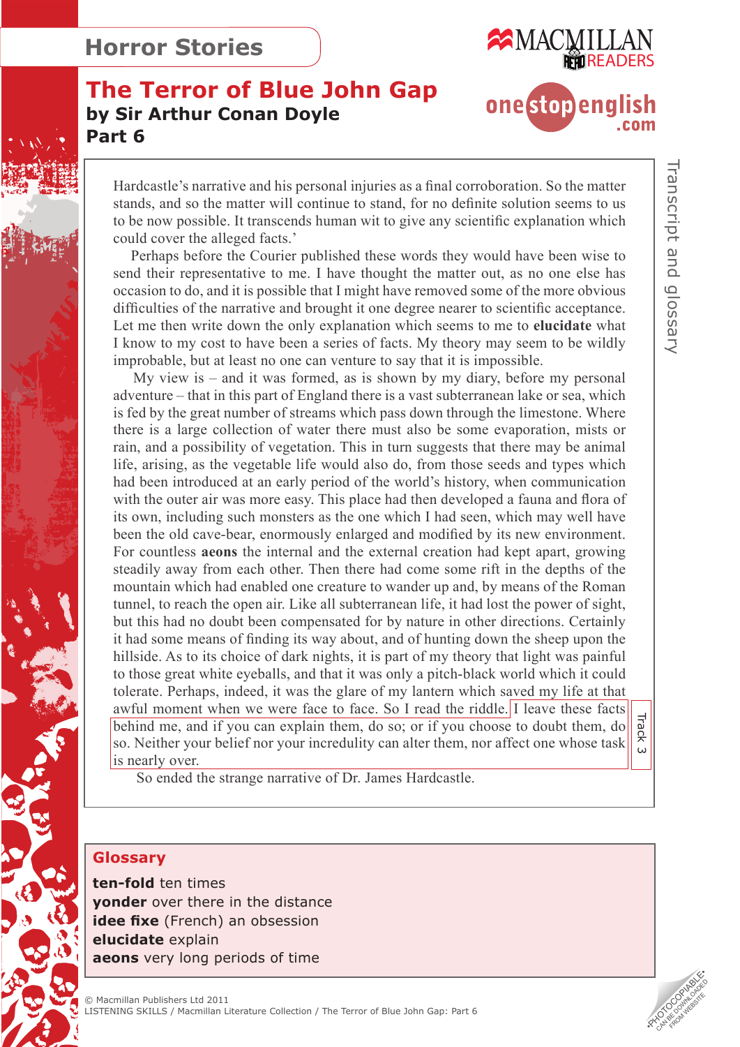Hardcastle's narrative and his personal injuries as a final corroboration. So the matter stands, and so the matter will continue to stand, for no definite solution seems to us to be now possible. It transcends human wit to give any scientific explanation which could cover the alleged facts.'

Perhaps before the Courier published these words they would have been wise to send their representative to me. I have thought the matter out, as no one else has occasion to do, and it is possible that I might have removed some of the more obvious difficulties of the narrative and brought it one degree nearer to scientific acceptance. Let me then write down the only explanation which seems to me to **elucidate** what I know to my cost to have been a series of facts. My theory may seem to be wildly improbable, but at least no one can venture to say that it is impossible.

My view is – and it was formed, as is shown by my diary, before my personal adventure – that in this part of England there is a vast subterranean lake or sea, which is fed by the great number of streams which pass down through the limestone. Where there is a large collection of water there must also be some evaporation, mists or rain, and a possibility of vegetation. This in turn suggests that there may be animal life, arising, as the vegetable life would also do, from those seeds and types which had been introduced at an early period of the world's history, when communication with the outer air was more easy. This place had then developed a fauna and flora of its own, including such monsters as the one which I had seen, which may well have been the old cave-bear, enormously enlarged and modified by its new environment. For countless **aeons** the internal and the external creation had kept apart, growing steadily away from each other. Then there had come some rift in the depths of the mountain which had enabled one creature to wander up and, by means of the Roman tunnel, to reach the open air. Like all subterranean life, it had lost the power of sight, but this had no doubt been compensated for by nature in other directions. Certainly it had some means of finding its way about, and of hunting down the sheep upon the hillside. As to its choice of dark nights, it is part of my theory that light was painful to those great white eyeballs, and that it was only a pitch-black world which it could tolerate. Perhaps, indeed, it was the glare of my lantern which saved my life at that awful moment when we were face to face. So I read the riddle. I leave these facts behind me, and if you can explain them, do so; or if you choose to doubt them, do so. Neither your belief nor your incredulity can alter them, nor affect one whose task is nearly over.

Track 3

So ended the strange narrative of Dr. James Hardcastle.

## Glossary

**ten-fold** ten times
**yonder** over there in the distance
**idee fixe** (French) an obsession
**elucidate** explain
**aeons** very long periods of time